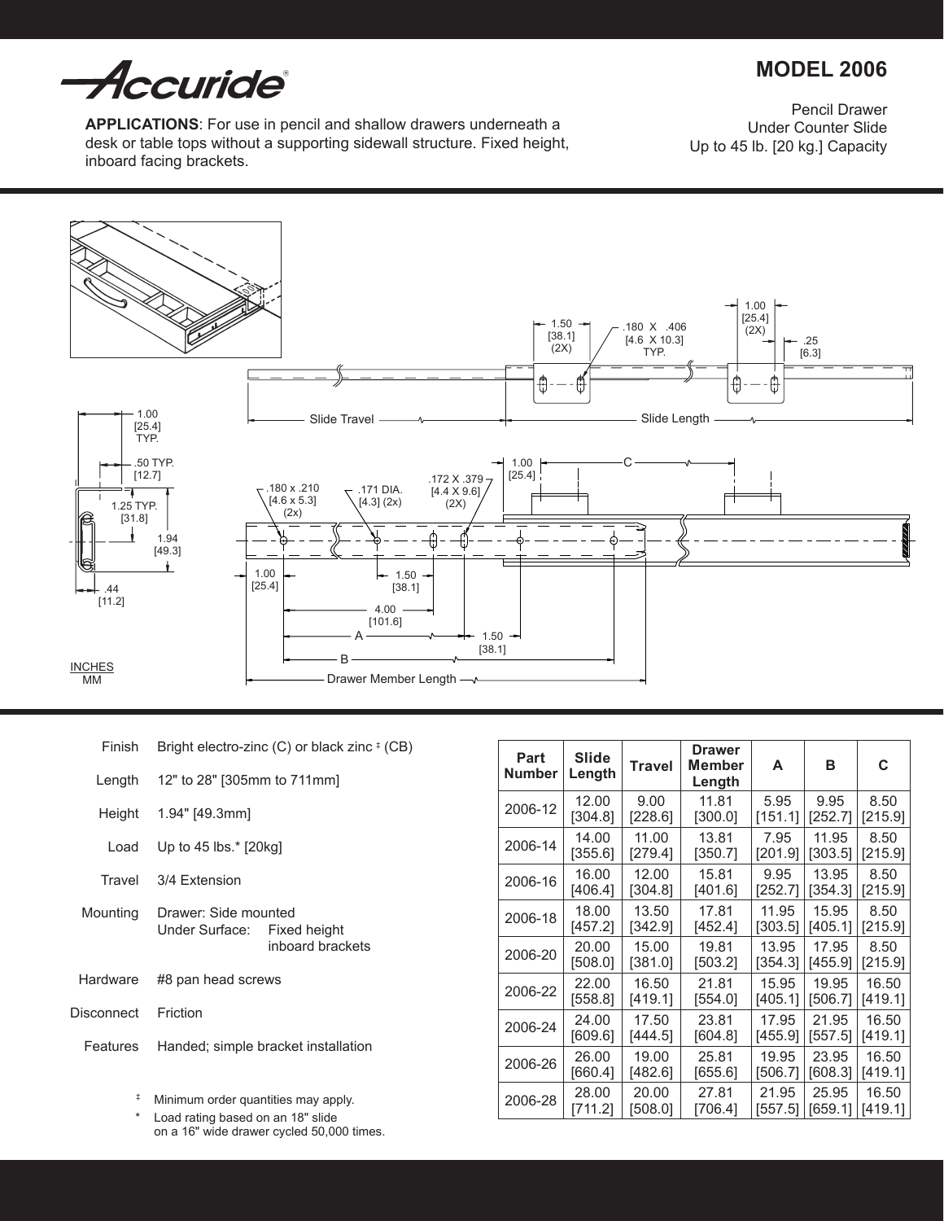# Accuride®

## MODEL 2006

Pencil Drawer
Under Counter Slide
Up to 45 lb. [20 kg.] Capacity

**APPLICATIONS**: For use in pencil and shallow drawers underneath a desk or table tops without a supporting sidewall structure. Fixed height, inboard facing brackets.

1.00 [25.4] TYP.
.50 TYP. [12.7]
1.25 TYP. [31.8]
1.94 [49.3]
.44 [11.2]

1.50 [38.1] (2X)
.180 X .406 [4.6 X 10.3] TYP.
1.00 [25.4] (2X)
.25 [6.3]
Slide Travel
Slide Length

.180 x .210 [4.6 x 5.3] (2x)
.171 DIA. [4.3] (2x)
.172 X .379 [4.4 X 9.6] (2X)
1.00 [25.4]
C
1.00 [25.4]
1.50 [38.1]
4.00 [101.6]
A
1.50 [38.1]
B
Drawer Member Length

INCHES
MM

| | |
|---|---|
| Finish | Bright electro-zinc (C) or black zinc ‡ (CB) |
| Length | 12" to 28" [305mm to 711mm] |
| Height | 1.94" [49.3mm] |
| Load | Up to 45 lbs.* [20kg] |
| Travel | 3/4 Extension |
| Mounting | Drawer: Side mounted<br>Under Surface: Fixed height inboard brackets |
| Hardware | #8 pan head screws |
| Disconnect | Friction |
| Features | Handed; simple bracket installation |

‡ Minimum order quantities may apply.

\* Load rating based on an 18" slide on a 16" wide drawer cycled 50,000 times.

| Part Number | Slide Length | Travel | Drawer Member Length | A | B | C |
|---|---|---|---|---|---|---|
| 2006-12 | 12.00 [304.8] | 9.00 [228.6] | 11.81 [300.0] | 5.95 [151.1] | 9.95 [252.7] | 8.50 [215.9] |
| 2006-14 | 14.00 [355.6] | 11.00 [279.4] | 13.81 [350.7] | 7.95 [201.9] | 11.95 [303.5] | 8.50 [215.9] |
| 2006-16 | 16.00 [406.4] | 12.00 [304.8] | 15.81 [401.6] | 9.95 [252.7] | 13.95 [354.3] | 8.50 [215.9] |
| 2006-18 | 18.00 [457.2] | 13.50 [342.9] | 17.81 [452.4] | 11.95 [303.5] | 15.95 [405.1] | 8.50 [215.9] |
| 2006-20 | 20.00 [508.0] | 15.00 [381.0] | 19.81 [503.2] | 13.95 [354.3] | 17.95 [455.9] | 8.50 [215.9] |
| 2006-22 | 22.00 [558.8] | 16.50 [419.1] | 21.81 [554.0] | 15.95 [405.1] | 19.95 [506.7] | 16.50 [419.1] |
| 2006-24 | 24.00 [609.6] | 17.50 [444.5] | 23.81 [604.8] | 17.95 [455.9] | 21.95 [557.5] | 16.50 [419.1] |
| 2006-26 | 26.00 [660.4] | 19.00 [482.6] | 25.81 [655.6] | 19.95 [506.7] | 23.95 [608.3] | 16.50 [419.1] |
| 2006-28 | 28.00 [711.2] | 20.00 [508.0] | 27.81 [706.4] | 21.95 [557.5] | 25.95 [659.1] | 16.50 [419.1] |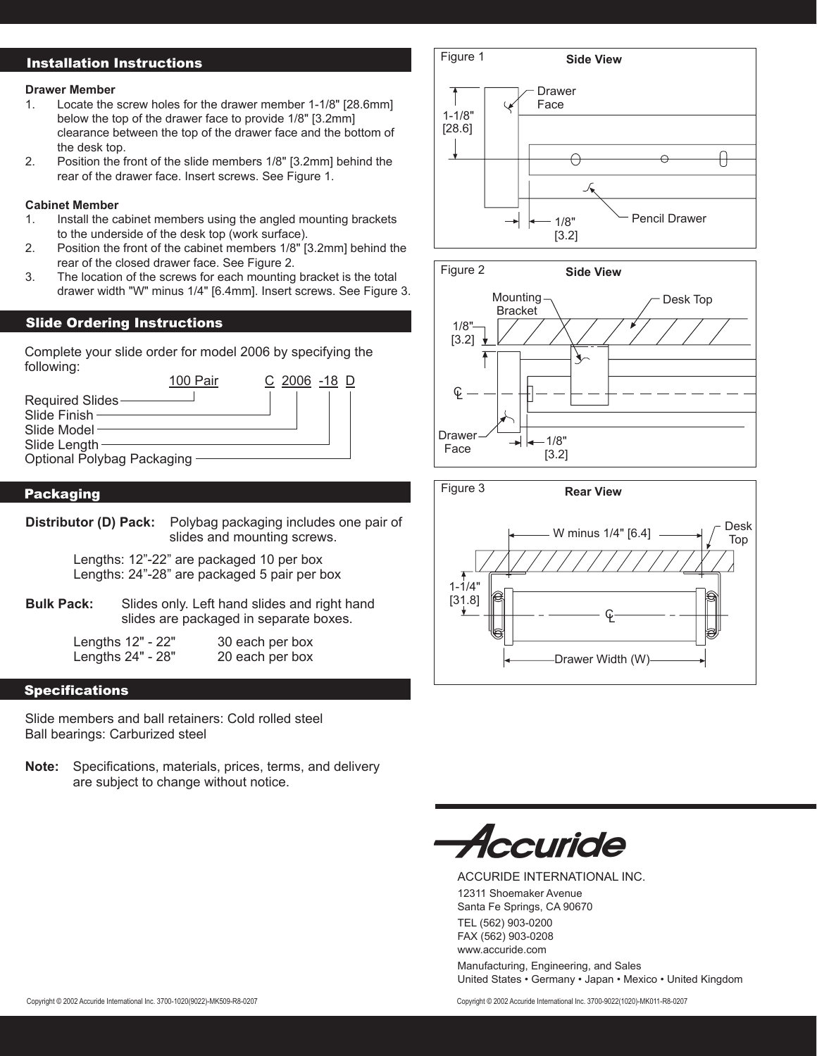## Installation Instructions

**Drawer Member**

1. Locate the screw holes for the drawer member 1-1/8" [28.6mm] below the top of the drawer face to provide 1/8" [3.2mm] clearance between the top of the drawer face and the bottom of the desk top.
2. Position the front of the slide members 1/8" [3.2mm] behind the rear of the drawer face. Insert screws. See Figure 1.

**Cabinet Member**

1. Install the cabinet members using the angled mounting brackets to the underside of the desk top (work surface).
2. Position the front of the cabinet members 1/8" [3.2mm] behind the rear of the closed drawer face. See Figure 2.
3. The location of the screws for each mounting bracket is the total drawer width "W" minus 1/4" [6.4mm]. Insert screws. See Figure 3.

## Slide Ordering Instructions

Complete your slide order for model 2006 by specifying the following:

100 Pair C 2006 -18 D

- Required Slides (100 Pair)
- Slide Finish (C)
- Slide Model (2006)
- Slide Length (-18)
- Optional Polybag Packaging (D)

## Packaging

**Distributor (D) Pack:** Polybag packaging includes one pair of slides and mounting screws.

Lengths: 12"-22" are packaged 10 per box
Lengths: 24"-28" are packaged 5 pair per box

**Bulk Pack:** Slides only. Left hand slides and right hand slides are packaged in separate boxes.

| | |
|---|---|
| Lengths 12" - 22" | 30 each per box |
| Lengths 24" - 28" | 20 each per box |

## Specifications

Slide members and ball retainers: Cold rolled steel
Ball bearings: Carburized steel

**Note:** Specifications, materials, prices, terms, and delivery are subject to change without notice.

Figure 1

Side View

Drawer Face

1-1/8" [28.6]

1/8" [3.2]

Pencil Drawer

Figure 2

Side View

Mounting Bracket

Desk Top

1/8" [3.2]

CL

Drawer Face

1/8" [3.2]

Figure 3

Rear View

W minus 1/4" [6.4]

Desk Top

1-1/4" [31.8]

CL

Drawer Width (W)

Accuride

ACCURIDE INTERNATIONAL INC.

12311 Shoemaker Avenue
Santa Fe Springs, CA 90670

TEL (562) 903-0200
FAX (562) 903-0208
www.accuride.com

Manufacturing, Engineering, and Sales
United States • Germany • Japan • Mexico • United Kingdom

Copyright © 2002 Accuride International Inc. 3700-1020(9022)-MK509-R8-0207

Copyright © 2002 Accuride International Inc. 3700-9022(1020)-MK011-R8-0207